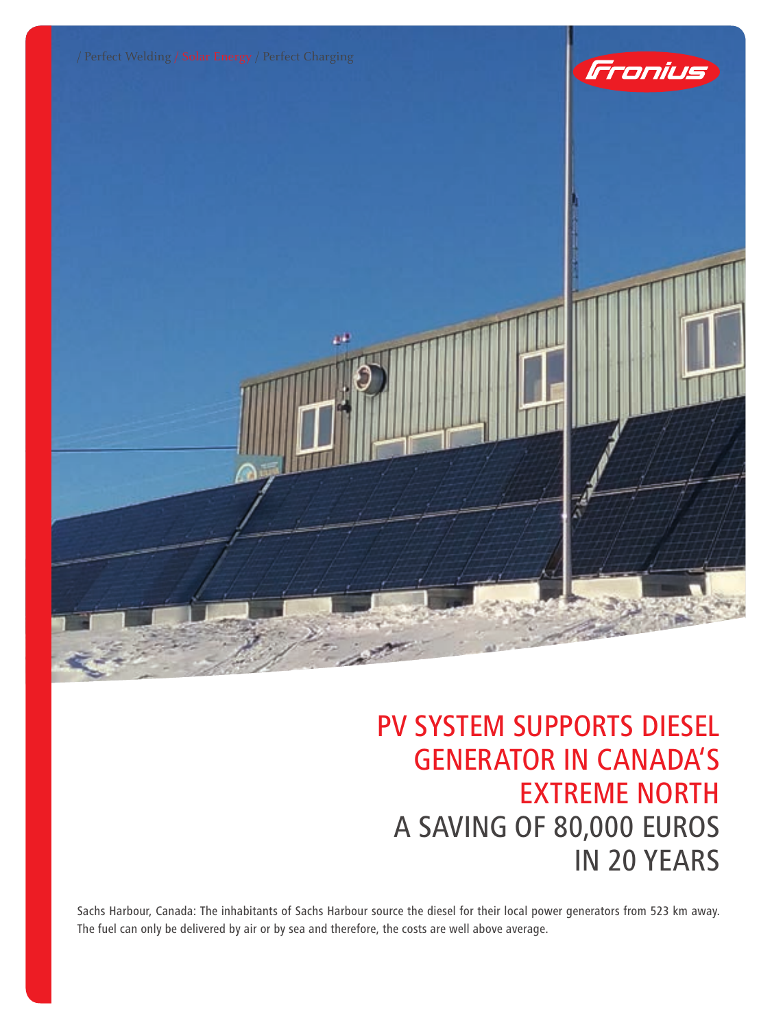/ Perfect Welding / Solar Energy / Perfect Charging

# PV SYSTEM SUPPORTS DIESEL GENERATOR IN CANADA'S EXTREME NORTH

## A SAVING OF 80,000 EUROS IN 20 YEARS

Sachs Harbour, Canada: The inhabitants of Sachs Harbour source the diesel for their local power generators from 523 km away. The fuel can only be delivered by air or by sea and therefore, the costs are well above average.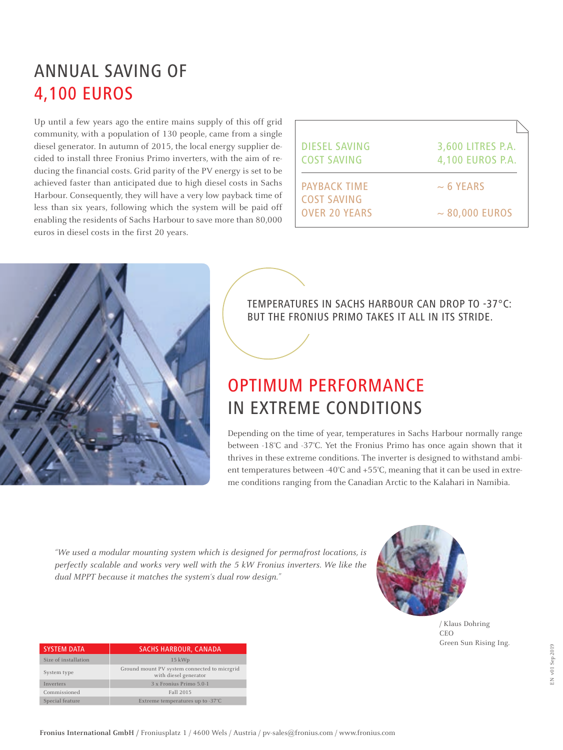# ANNUAL SAVING OF 4,100 EUROS

Up until a few years ago the entire mains supply of this off grid community, with a population of 130 people, came from a single diesel generator. In autumn of 2015, the local energy supplier decided to install three Fronius Primo inverters, with the aim of reducing the financial costs. Grid parity of the PV energy is set to be achieved faster than anticipated due to high diesel costs in Sachs Harbour. Consequently, they will have a very low payback time of less than six years, following which the system will be paid off enabling the residents of Sachs Harbour to save more than 80,000 euros in diesel costs in the first 20 years.

| | |
|---|---|
| DIESEL SAVING | 3,600 LITRES P.A. |
| COST SAVING | 4,100 EUROS P.A. |
| PAYBACK TIME | ~ 6 YEARS |
| COST SAVING OVER 20 YEARS | ~ 80,000 EUROS |

TEMPERATURES IN SACHS HARBOUR CAN DROP TO -37°C: BUT THE FRONIUS PRIMO TAKES IT ALL IN ITS STRIDE.

## OPTIMUM PERFORMANCE IN EXTREME CONDITIONS

Depending on the time of year, temperatures in Sachs Harbour normally range between -18°C and -37°C. Yet the Fronius Primo has once again shown that it thrives in these extreme conditions. The inverter is designed to withstand ambient temperatures between -40°C and +55°C, meaning that it can be used in extreme conditions ranging from the Canadian Arctic to the Kalahari in Namibia.

*"We used a modular mounting system which is designed for permafrost locations, is perfectly scalable and works very well with the 5 kW Fronius inverters. We like the dual MPPT because it matches the system's dual row design."*

/ Klaus Dohring
CEO
Green Sun Rising Ing.

| SYSTEM DATA | SACHS HARBOUR, CANADA |
|---|---|
| Size of installation | 15 kWp |
| System type | Ground mount PV system connected to micrgrid with diesel generator |
| Inverters | 3 x Fronius Primo 5.0-1 |
| Commissioned | Fall 2015 |
| Special feature | Extreme temperatures up to -37°C |

**Fronius International GmbH** / Froniusplatz 1 / 4600 Wels / Austria / pv-sales@fronius.com / www.fronius.com

EN v01 Sep 2019